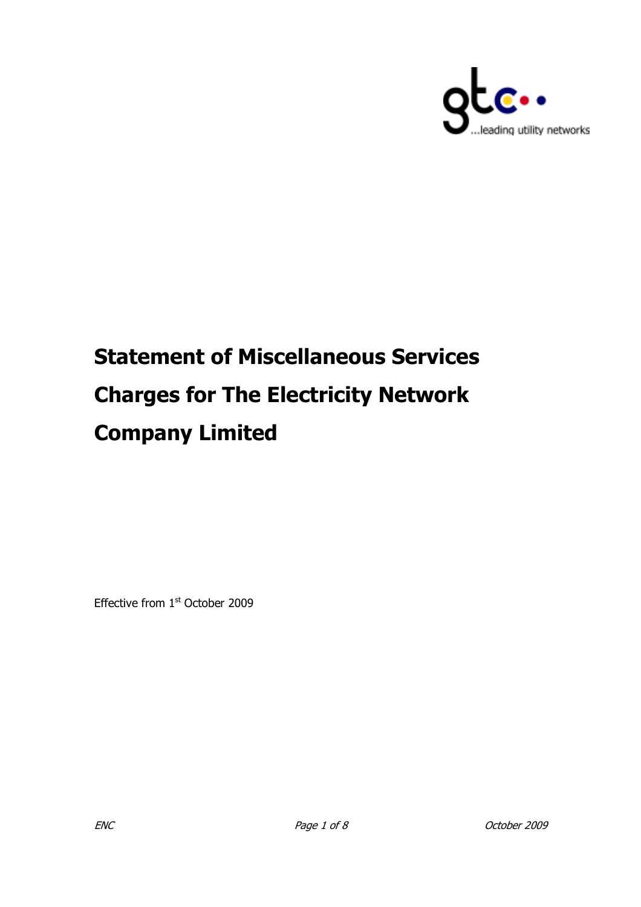# Statement of Miscellaneous Services Charges for The Electricity Network Company Limited

Effective from 1st October 2009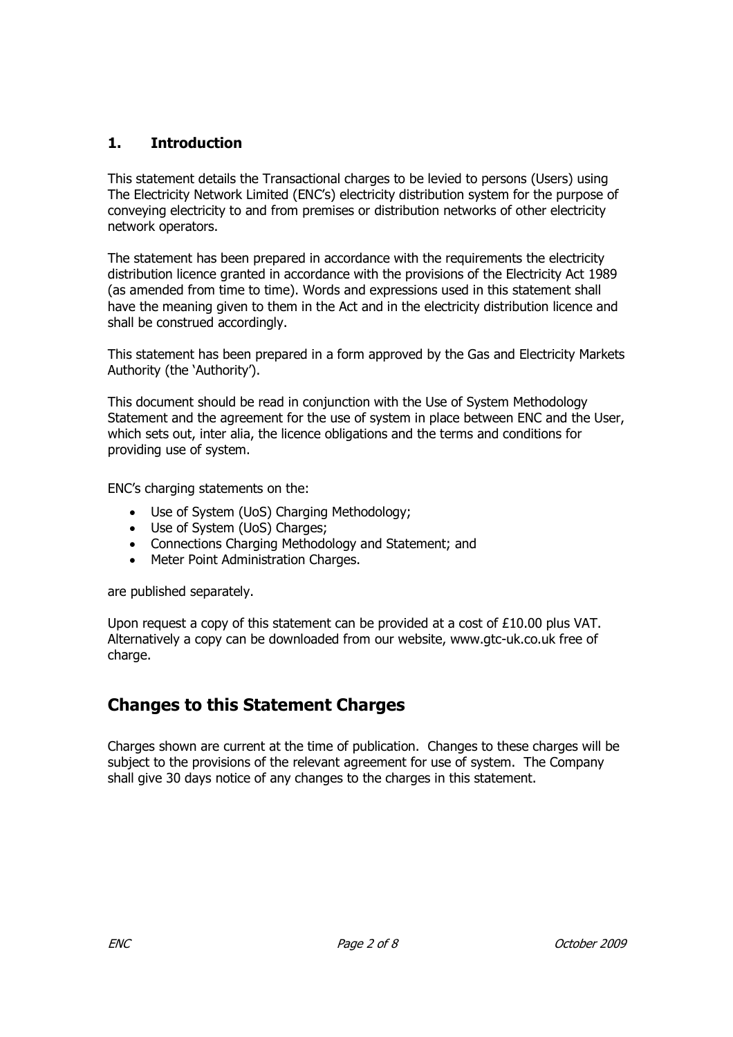## 1. Introduction

This statement details the Transactional charges to be levied to persons (Users) using The Electricity Network Limited (ENC's) electricity distribution system for the purpose of conveying electricity to and from premises or distribution networks of other electricity network operators.

The statement has been prepared in accordance with the requirements the electricity distribution licence granted in accordance with the provisions of the Electricity Act 1989 (as amended from time to time). Words and expressions used in this statement shall have the meaning given to them in the Act and in the electricity distribution licence and shall be construed accordingly.

This statement has been prepared in a form approved by the Gas and Electricity Markets Authority (the 'Authority').

This document should be read in conjunction with the Use of System Methodology Statement and the agreement for the use of system in place between ENC and the User, which sets out, inter alia, the licence obligations and the terms and conditions for providing use of system.

ENC's charging statements on the:

- Use of System (UoS) Charging Methodology;
- Use of System (UoS) Charges;
- Connections Charging Methodology and Statement; and
- Meter Point Administration Charges.

are published separately.

Upon request a copy of this statement can be provided at a cost of £10.00 plus VAT. Alternatively a copy can be downloaded from our website, www.gtc-uk.co.uk free of charge.

## Changes to this Statement Charges

Charges shown are current at the time of publication. Changes to these charges will be subject to the provisions of the relevant agreement for use of system. The Company shall give 30 days notice of any changes to the charges in this statement.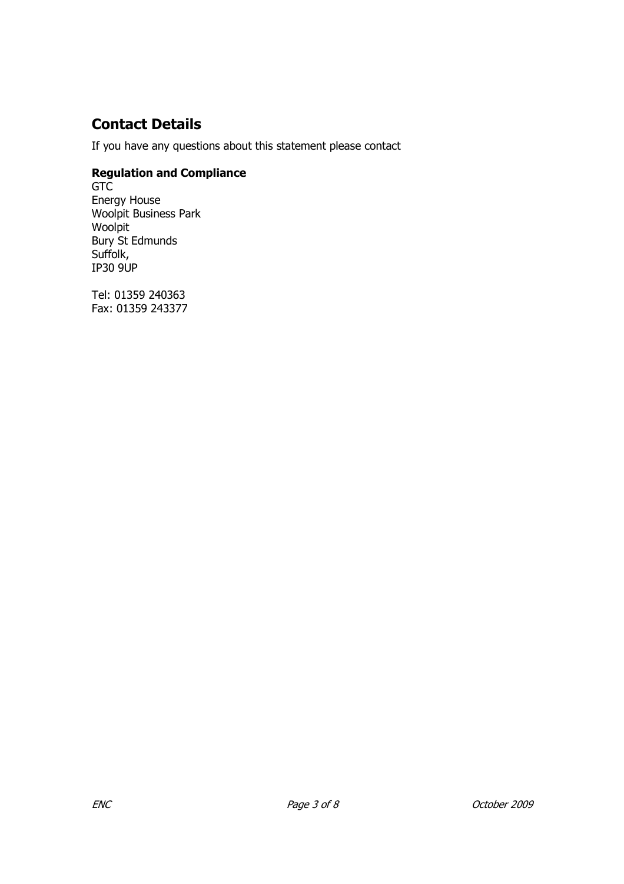## Contact Details

If you have any questions about this statement please contact

**Regulation and Compliance**
GTC
Energy House
Woolpit Business Park
Woolpit
Bury St Edmunds
Suffolk,
IP30 9UP

Tel: 01359 240363
Fax: 01359 243377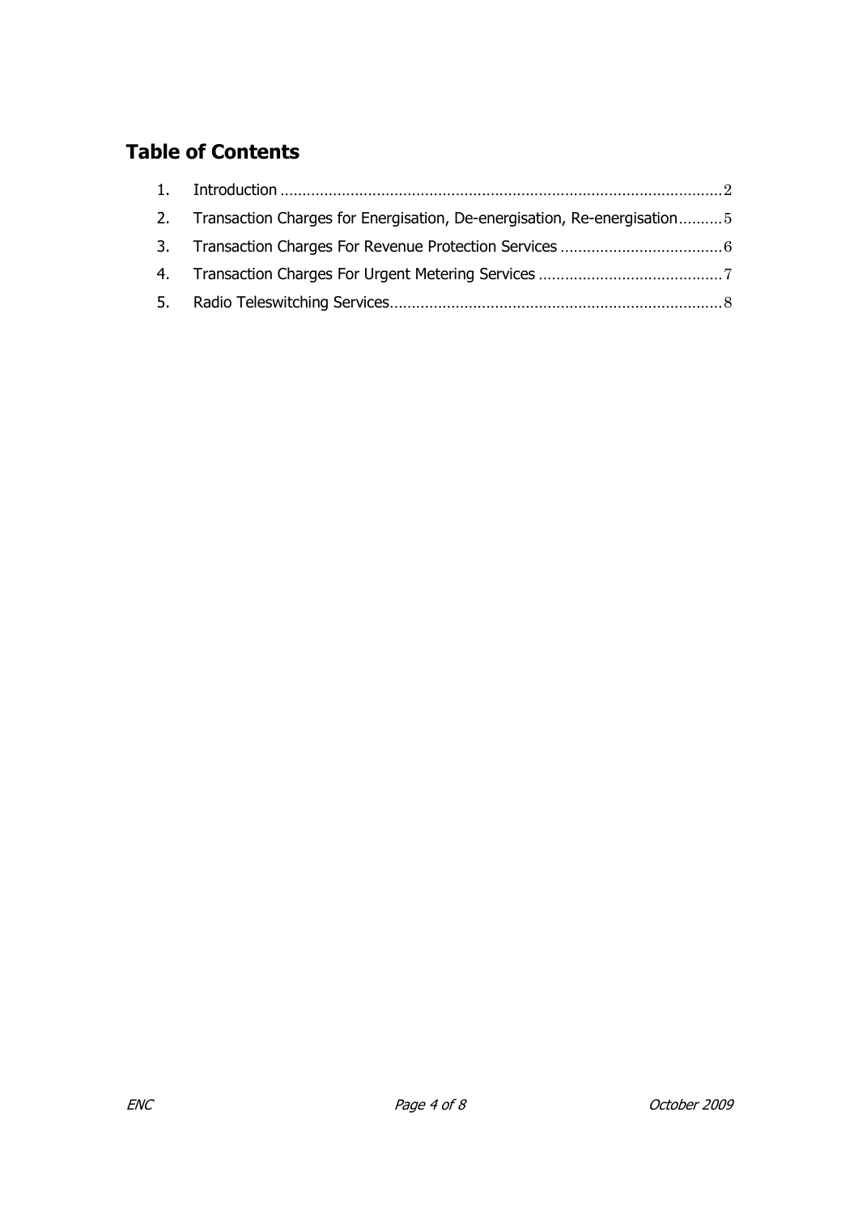## Table of Contents

1. Introduction .......... 2
2. Transaction Charges for Energisation, De-energisation, Re-energisation .......... 5
3. Transaction Charges For Revenue Protection Services .......... 6
4. Transaction Charges For Urgent Metering Services .......... 7
5. Radio Teleswitching Services .......... 8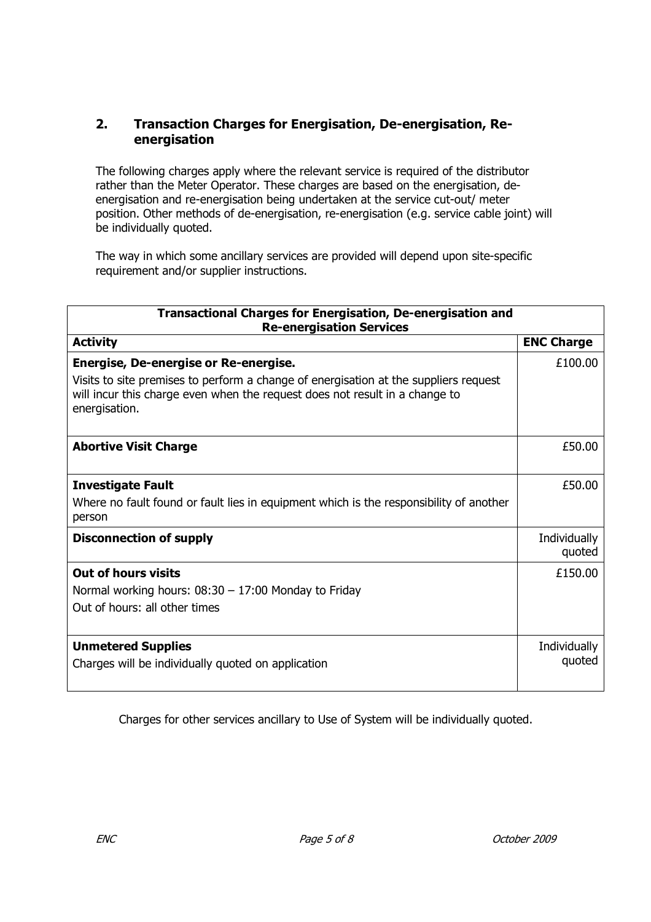## 2. Transaction Charges for Energisation, De-energisation, Re-energisation

The following charges apply where the relevant service is required of the distributor rather than the Meter Operator. These charges are based on the energisation, de-energisation and re-energisation being undertaken at the service cut-out/ meter position. Other methods of de-energisation, re-energisation (e.g. service cable joint) will be individually quoted.

The way in which some ancillary services are provided will depend upon site-specific requirement and/or supplier instructions.

| Transactional Charges for Energisation, De-energisation and Re-energisation Services | |
|---|---|
| **Activity** | **ENC Charge** |
| **Energise, De-energise or Re-energise.**<br>Visits to site premises to perform a change of energisation at the suppliers request will incur this charge even when the request does not result in a change to energisation. | £100.00 |
| **Abortive Visit Charge** | £50.00 |
| **Investigate Fault**<br>Where no fault found or fault lies in equipment which is the responsibility of another person | £50.00 |
| **Disconnection of supply** | Individually quoted |
| **Out of hours visits**<br>Normal working hours: 08:30 – 17:00 Monday to Friday<br>Out of hours: all other times | £150.00 |
| **Unmetered Supplies**<br>Charges will be individually quoted on application | Individually quoted |

Charges for other services ancillary to Use of System will be individually quoted.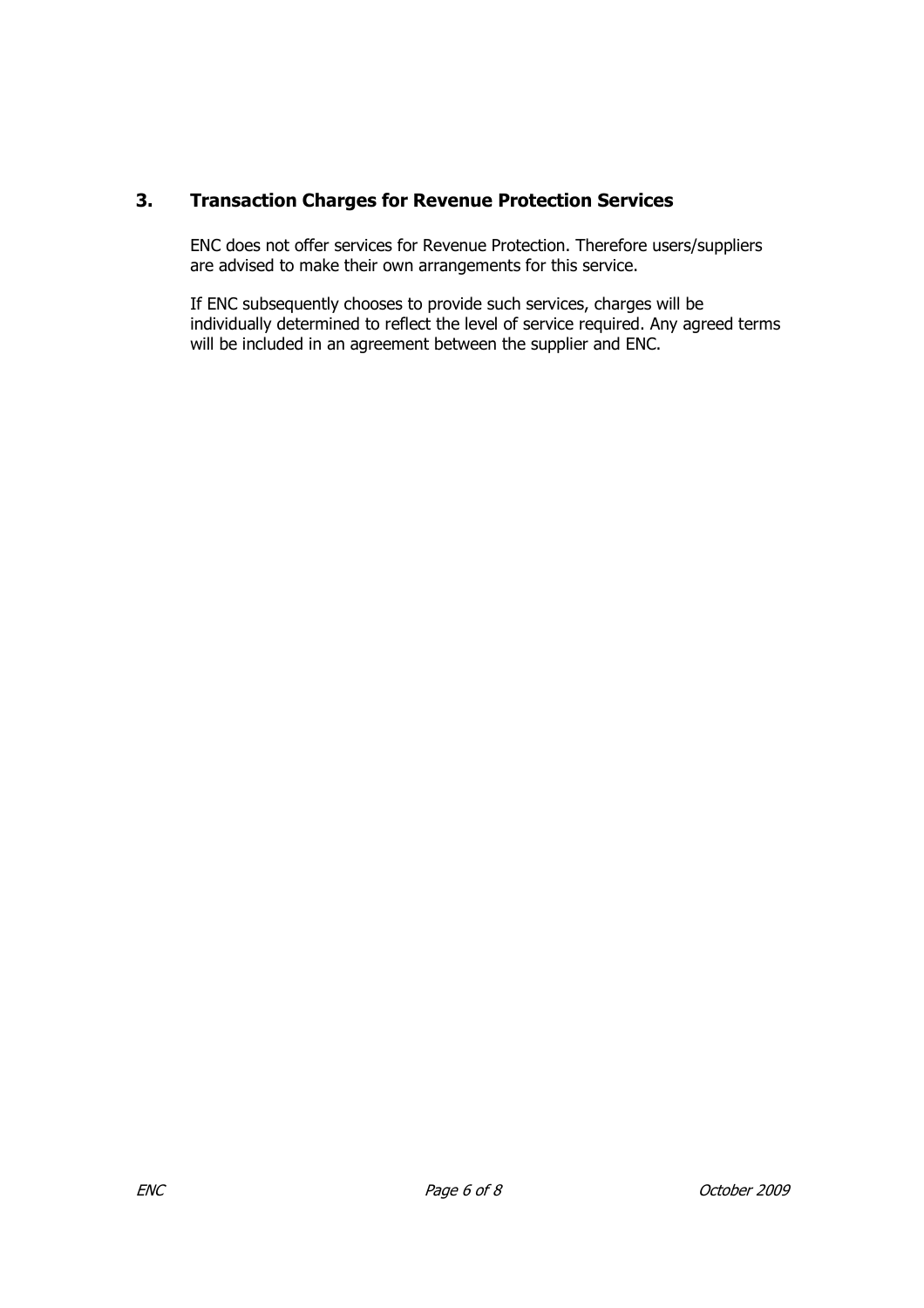## 3. Transaction Charges for Revenue Protection Services

ENC does not offer services for Revenue Protection. Therefore users/suppliers are advised to make their own arrangements for this service.

If ENC subsequently chooses to provide such services, charges will be individually determined to reflect the level of service required. Any agreed terms will be included in an agreement between the supplier and ENC.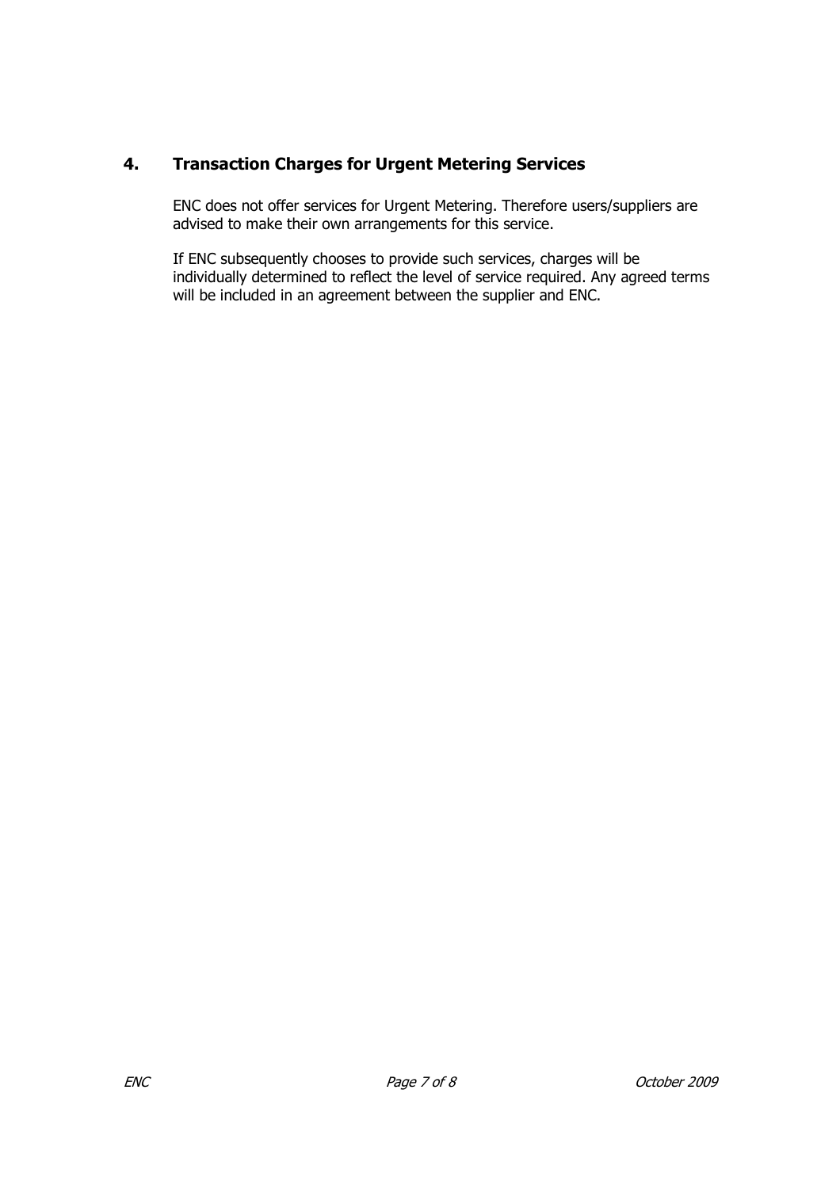## 4. Transaction Charges for Urgent Metering Services

ENC does not offer services for Urgent Metering. Therefore users/suppliers are advised to make their own arrangements for this service.

If ENC subsequently chooses to provide such services, charges will be individually determined to reflect the level of service required. Any agreed terms will be included in an agreement between the supplier and ENC.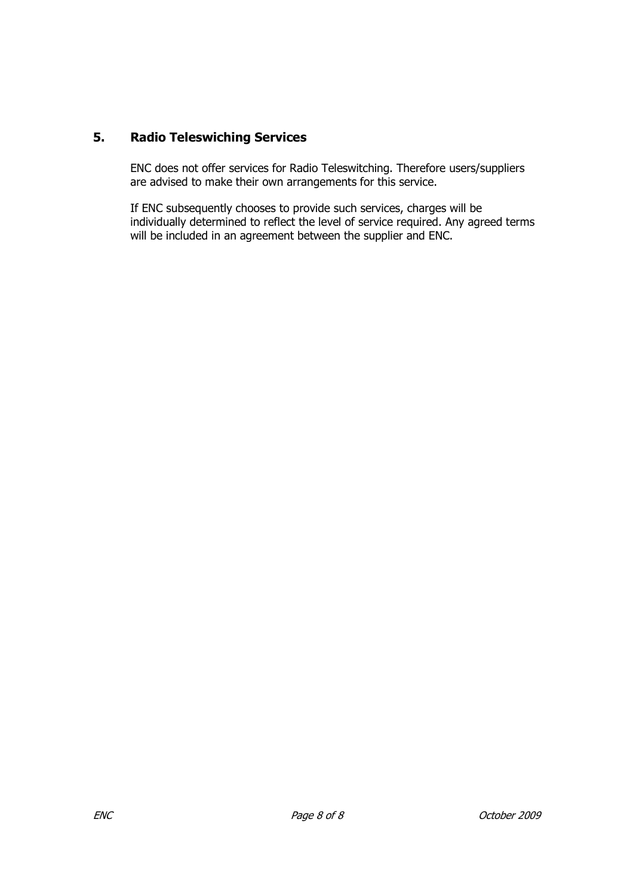## 5. Radio Teleswiching Services

ENC does not offer services for Radio Teleswitching. Therefore users/suppliers are advised to make their own arrangements for this service.

If ENC subsequently chooses to provide such services, charges will be individually determined to reflect the level of service required. Any agreed terms will be included in an agreement between the supplier and ENC.